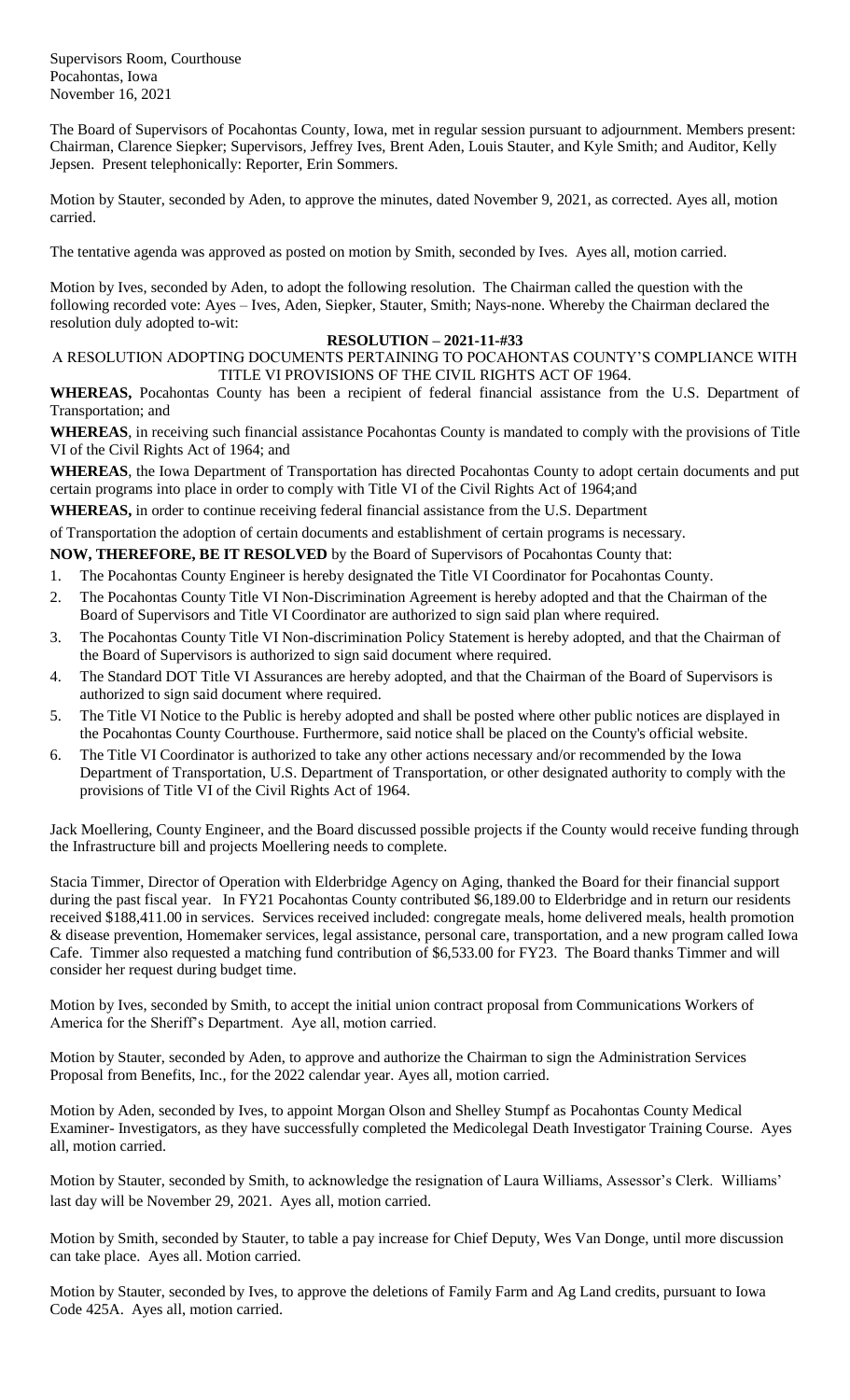Supervisors Room, Courthouse
Pocahontas, Iowa
November 16, 2021

The Board of Supervisors of Pocahontas County, Iowa, met in regular session pursuant to adjournment. Members present: Chairman, Clarence Siepker; Supervisors, Jeffrey Ives, Brent Aden, Louis Stauter, and Kyle Smith; and Auditor, Kelly Jepsen. Present telephonically: Reporter, Erin Sommers.

Motion by Stauter, seconded by Aden, to approve the minutes, dated November 9, 2021, as corrected. Ayes all, motion carried.

The tentative agenda was approved as posted on motion by Smith, seconded by Ives. Ayes all, motion carried.

Motion by Ives, seconded by Aden, to adopt the following resolution. The Chairman called the question with the following recorded vote: Ayes – Ives, Aden, Siepker, Stauter, Smith; Nays-none. Whereby the Chairman declared the resolution duly adopted to-wit:

**RESOLUTION – 2021-11-#33**

A RESOLUTION ADOPTING DOCUMENTS PERTAINING TO POCAHONTAS COUNTY'S COMPLIANCE WITH TITLE VI PROVISIONS OF THE CIVIL RIGHTS ACT OF 1964.

**WHEREAS,** Pocahontas County has been a recipient of federal financial assistance from the U.S. Department of Transportation; and

**WHEREAS**, in receiving such financial assistance Pocahontas County is mandated to comply with the provisions of Title VI of the Civil Rights Act of 1964; and

**WHEREAS**, the Iowa Department of Transportation has directed Pocahontas County to adopt certain documents and put certain programs into place in order to comply with Title VI of the Civil Rights Act of 1964;and

**WHEREAS,** in order to continue receiving federal financial assistance from the U.S. Department of Transportation the adoption of certain documents and establishment of certain programs is necessary.

**NOW, THEREFORE, BE IT RESOLVED** by the Board of Supervisors of Pocahontas County that:

1. The Pocahontas County Engineer is hereby designated the Title VI Coordinator for Pocahontas County.
2. The Pocahontas County Title VI Non-Discrimination Agreement is hereby adopted and that the Chairman of the Board of Supervisors and Title VI Coordinator are authorized to sign said plan where required.
3. The Pocahontas County Title VI Non-discrimination Policy Statement is hereby adopted, and that the Chairman of the Board of Supervisors is authorized to sign said document where required.
4. The Standard DOT Title VI Assurances are hereby adopted, and that the Chairman of the Board of Supervisors is authorized to sign said document where required.
5. The Title VI Notice to the Public is hereby adopted and shall be posted where other public notices are displayed in the Pocahontas County Courthouse. Furthermore, said notice shall be placed on the County's official website.
6. The Title VI Coordinator is authorized to take any other actions necessary and/or recommended by the Iowa Department of Transportation, U.S. Department of Transportation, or other designated authority to comply with the provisions of Title VI of the Civil Rights Act of 1964.

Jack Moellering, County Engineer, and the Board discussed possible projects if the County would receive funding through the Infrastructure bill and projects Moellering needs to complete.

Stacia Timmer, Director of Operation with Elderbridge Agency on Aging, thanked the Board for their financial support during the past fiscal year. In FY21 Pocahontas County contributed $6,189.00 to Elderbridge and in return our residents received $188,411.00 in services. Services received included: congregate meals, home delivered meals, health promotion & disease prevention, Homemaker services, legal assistance, personal care, transportation, and a new program called Iowa Cafe. Timmer also requested a matching fund contribution of $6,533.00 for FY23. The Board thanks Timmer and will consider her request during budget time.

Motion by Ives, seconded by Smith, to accept the initial union contract proposal from Communications Workers of America for the Sheriff's Department. Aye all, motion carried.

Motion by Stauter, seconded by Aden, to approve and authorize the Chairman to sign the Administration Services Proposal from Benefits, Inc., for the 2022 calendar year. Ayes all, motion carried.

Motion by Aden, seconded by Ives, to appoint Morgan Olson and Shelley Stumpf as Pocahontas County Medical Examiner- Investigators, as they have successfully completed the Medicolegal Death Investigator Training Course. Ayes all, motion carried.

Motion by Stauter, seconded by Smith, to acknowledge the resignation of Laura Williams, Assessor's Clerk. Williams' last day will be November 29, 2021. Ayes all, motion carried.

Motion by Smith, seconded by Stauter, to table a pay increase for Chief Deputy, Wes Van Donge, until more discussion can take place. Ayes all. Motion carried.

Motion by Stauter, seconded by Ives, to approve the deletions of Family Farm and Ag Land credits, pursuant to Iowa Code 425A. Ayes all, motion carried.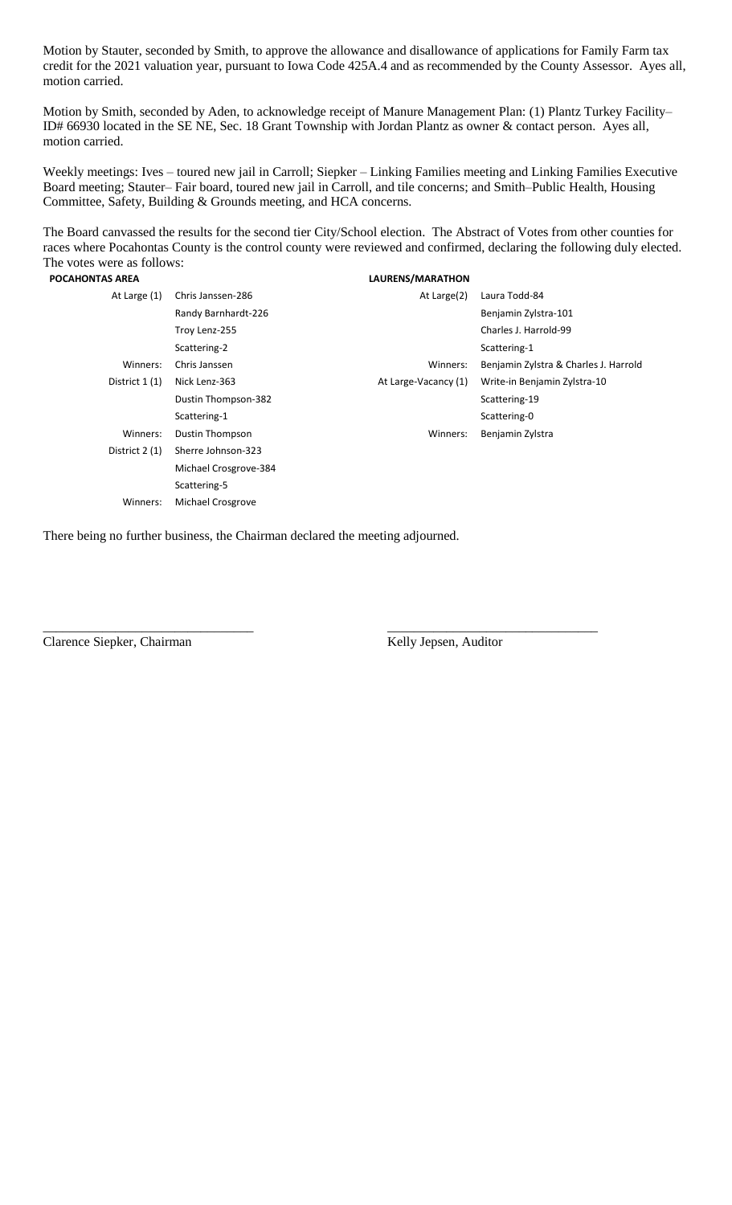Motion by Stauter, seconded by Smith, to approve the allowance and disallowance of applications for Family Farm tax credit for the 2021 valuation year, pursuant to Iowa Code 425A.4 and as recommended by the County Assessor. Ayes all, motion carried.

Motion by Smith, seconded by Aden, to acknowledge receipt of Manure Management Plan: (1) Plantz Turkey Facility– ID# 66930 located in the SE NE, Sec. 18 Grant Township with Jordan Plantz as owner & contact person. Ayes all, motion carried.

Weekly meetings: Ives – toured new jail in Carroll; Siepker – Linking Families meeting and Linking Families Executive Board meeting; Stauter– Fair board, toured new jail in Carroll, and tile concerns; and Smith–Public Health, Housing Committee, Safety, Building & Grounds meeting, and HCA concerns.

The Board canvassed the results for the second tier City/School election. The Abstract of Votes from other counties for races where Pocahontas County is the control county were reviewed and confirmed, declaring the following duly elected. The votes were as follows:

| POCAHONTAS AREA | | LAURENS/MARATHON | |
|---|---|---|---|
| At Large (1) | Chris Janssen-286 | At Large(2) | Laura Todd-84 |
| | Randy Barnhardt-226 | | Benjamin Zylstra-101 |
| | Troy Lenz-255 | | Charles J. Harrold-99 |
| | Scattering-2 | | Scattering-1 |
| Winners: | Chris Janssen | Winners: | Benjamin Zylstra & Charles J. Harrold |
| District 1 (1) | Nick Lenz-363 | At Large-Vacancy (1) | Write-in Benjamin Zylstra-10 |
| | Dustin Thompson-382 | | Scattering-19 |
| | Scattering-1 | | Scattering-0 |
| Winners: | Dustin Thompson | Winners: | Benjamin Zylstra |
| District 2 (1) | Sherre Johnson-323 | | |
| | Michael Crosgrove-384 | | |
| | Scattering-5 | | |
| Winners: | Michael Crosgrove | | |

There being no further business, the Chairman declared the meeting adjourned.

\_\_\_\_\_\_\_\_\_\_\_\_\_\_\_\_\_\_\_\_\_\_\_\_\_\_\_\_\_\_\_\_ \_\_\_\_\_\_\_\_\_\_\_\_\_\_\_\_\_\_\_\_\_\_\_\_\_\_\_\_\_\_\_\_

Clarence Siepker, Chairman Kelly Jepsen, Auditor